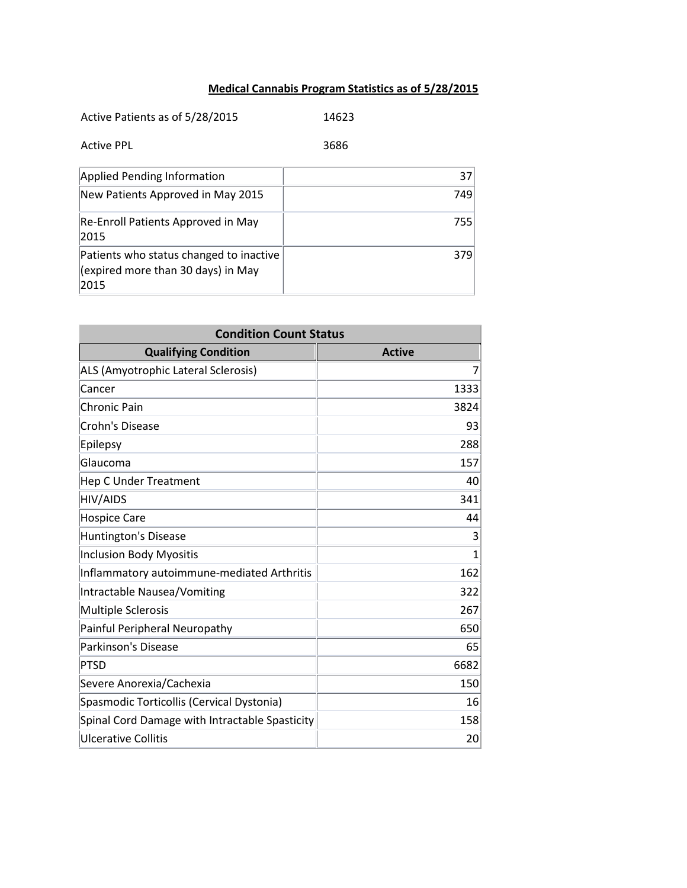# Medical Cannabis Program Statistics as of 5/28/2015

| | |
|---|---|
| Active Patients as of 5/28/2015 | 14623 |
| Active PPL | 3686 |

| | |
|---|---|
| Applied Pending Information | 37 |
| New Patients Approved in May 2015 | 749 |
| Re-Enroll Patients Approved in May 2015 | 755 |
| Patients who status changed to inactive (expired more than 30 days) in May 2015 | 379 |

| Condition Count Status | |
|---|---|
| **Qualifying Condition** | **Active** |
| ALS (Amyotrophic Lateral Sclerosis) | 7 |
| Cancer | 1333 |
| Chronic Pain | 3824 |
| Crohn's Disease | 93 |
| Epilepsy | 288 |
| Glaucoma | 157 |
| Hep C Under Treatment | 40 |
| HIV/AIDS | 341 |
| Hospice Care | 44 |
| Huntington's Disease | 3 |
| Inclusion Body Myositis | 1 |
| Inflammatory autoimmune-mediated Arthritis | 162 |
| Intractable Nausea/Vomiting | 322 |
| Multiple Sclerosis | 267 |
| Painful Peripheral Neuropathy | 650 |
| Parkinson's Disease | 65 |
| PTSD | 6682 |
| Severe Anorexia/Cachexia | 150 |
| Spasmodic Torticollis (Cervical Dystonia) | 16 |
| Spinal Cord Damage with Intractable Spasticity | 158 |
| Ulcerative Collitis | 20 |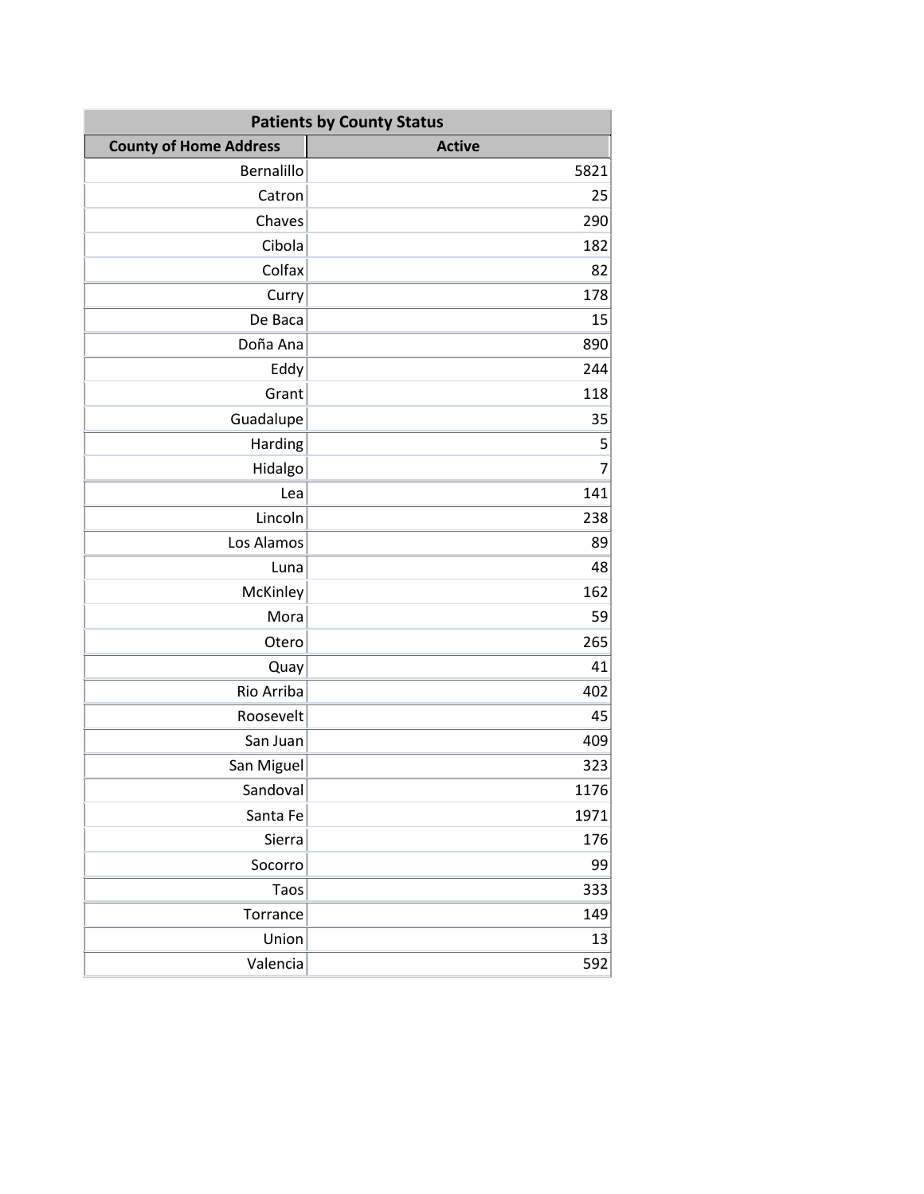| Patients by County Status | |
|---|---|
| County of Home Address | Active |
| Bernalillo | 5821 |
| Catron | 25 |
| Chaves | 290 |
| Cibola | 182 |
| Colfax | 82 |
| Curry | 178 |
| De Baca | 15 |
| Doña Ana | 890 |
| Eddy | 244 |
| Grant | 118 |
| Guadalupe | 35 |
| Harding | 5 |
| Hidalgo | 7 |
| Lea | 141 |
| Lincoln | 238 |
| Los Alamos | 89 |
| Luna | 48 |
| McKinley | 162 |
| Mora | 59 |
| Otero | 265 |
| Quay | 41 |
| Rio Arriba | 402 |
| Roosevelt | 45 |
| San Juan | 409 |
| San Miguel | 323 |
| Sandoval | 1176 |
| Santa Fe | 1971 |
| Sierra | 176 |
| Socorro | 99 |
| Taos | 333 |
| Torrance | 149 |
| Union | 13 |
| Valencia | 592 |